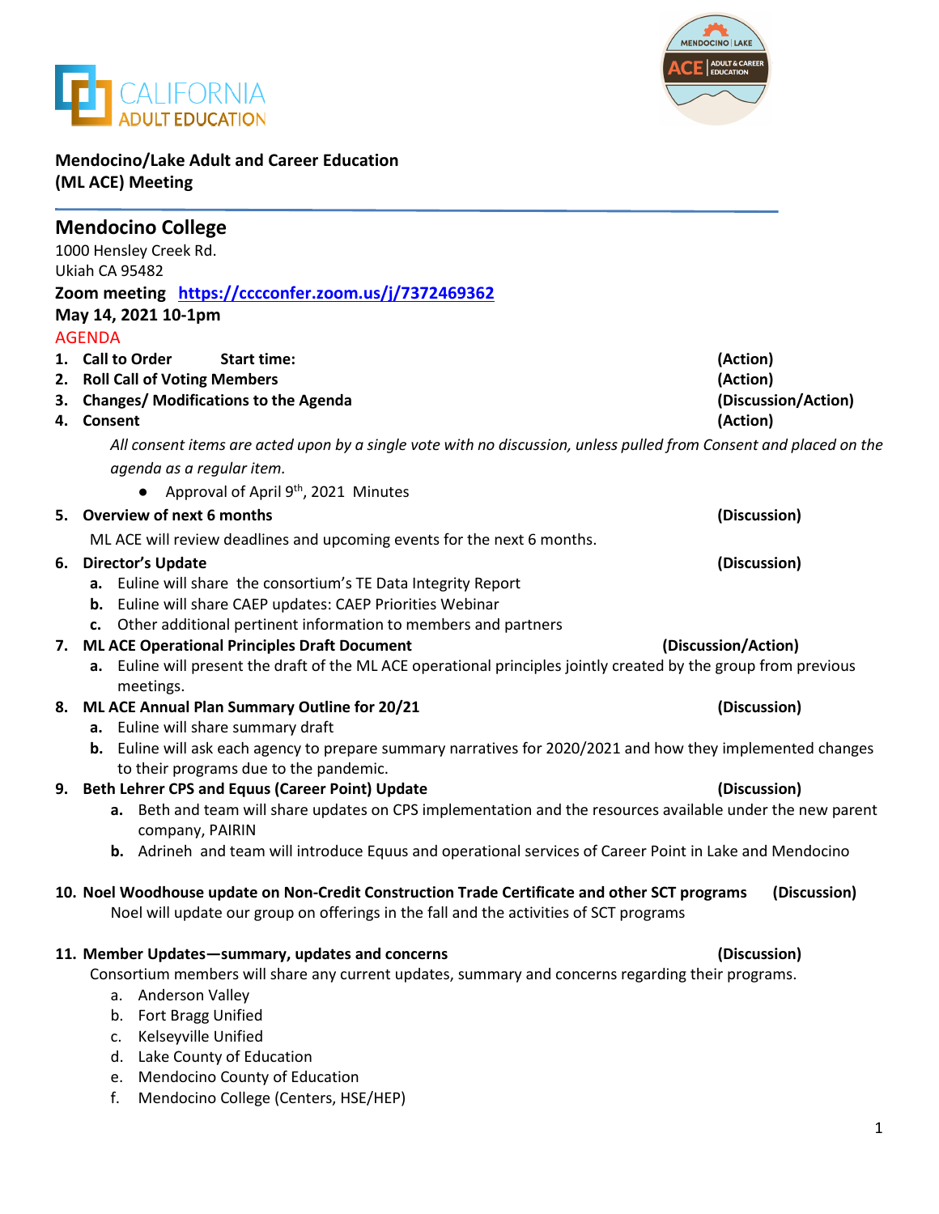**Mendocino/Lake Adult and Career Education (ML ACE) Meeting**

## Mendocino College

1000 Hensley Creek Rd.
Ukiah CA 95482

**Zoom meeting** **https://cccconfer.zoom.us/j/7372469362**

**May 14, 2021 10-1pm**

AGENDA

1. **Call to Order** **Start time:** **(Action)**
2. **Roll Call of Voting Members** **(Action)**
3. **Changes/ Modifications to the Agenda** **(Discussion/Action)**
4. **Consent** **(Action)**

   *All consent items are acted upon by a single vote with no discussion, unless pulled from Consent and placed on the agenda as a regular item.*

   - Approval of April 9th, 2021 Minutes

5. **Overview of next 6 months** **(Discussion)**

   ML ACE will review deadlines and upcoming events for the next 6 months.

6. **Director's Update** **(Discussion)**
   - **a.** Euline will share the consortium's TE Data Integrity Report
   - **b.** Euline will share CAEP updates: CAEP Priorities Webinar
   - **c.** Other additional pertinent information to members and partners
7. **ML ACE Operational Principles Draft Document** **(Discussion/Action)**
   - **a.** Euline will present the draft of the ML ACE operational principles jointly created by the group from previous meetings.
8. **ML ACE Annual Plan Summary Outline for 20/21** **(Discussion)**
   - **a.** Euline will share summary draft
   - **b.** Euline will ask each agency to prepare summary narratives for 2020/2021 and how they implemented changes to their programs due to the pandemic.
9. **Beth Lehrer CPS and Equus (Career Point) Update** **(Discussion)**
   - **a.** Beth and team will share updates on CPS implementation and the resources available under the new parent company, PAIRIN
   - **b.** Adrineh and team will introduce Equus and operational services of Career Point in Lake and Mendocino
10. **Noel Woodhouse update on Non-Credit Construction Trade Certificate and other SCT programs** **(Discussion)**

    Noel will update our group on offerings in the fall and the activities of SCT programs

11. **Member Updates—summary, updates and concerns** **(Discussion)**

    Consortium members will share any current updates, summary and concerns regarding their programs.

    a. Anderson Valley
    b. Fort Bragg Unified
    c. Kelseyville Unified
    d. Lake County of Education
    e. Mendocino County of Education
    f. Mendocino College (Centers, HSE/HEP)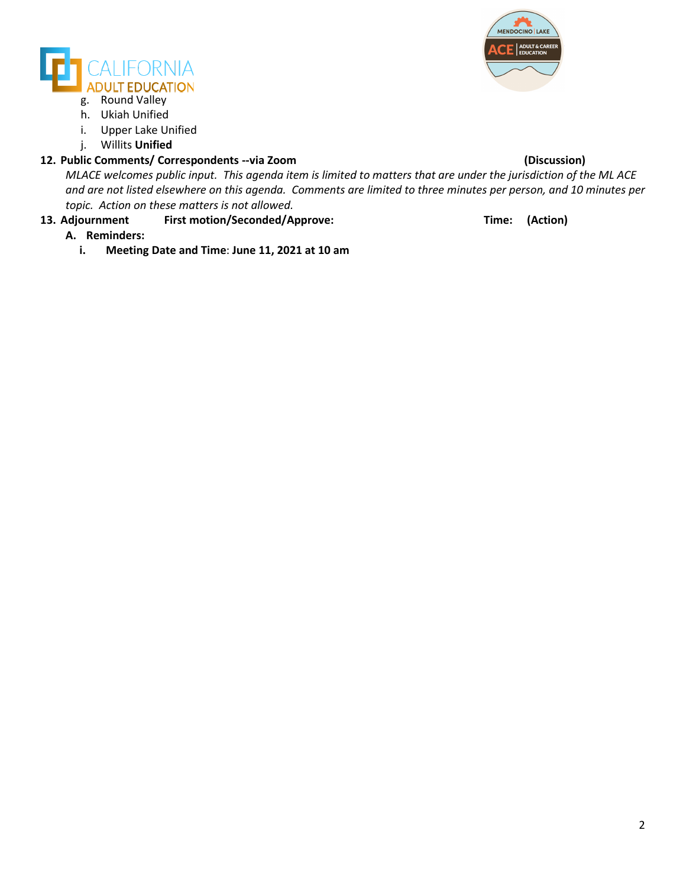g. Round Valley
h. Ukiah Unified
i. Upper Lake Unified
j. Willits **Unified**

**12. Public Comments/ Correspondents --via Zoom (Discussion)**

*MLACE welcomes public input. This agenda item is limited to matters that are under the jurisdiction of the ML ACE and are not listed elsewhere on this agenda. Comments are limited to three minutes per person, and 10 minutes per topic. Action on these matters is not allowed.*

**13. Adjournment First motion/Seconded/Approve: Time: (Action)**

**A. Reminders:**

**i. Meeting Date and Time**: **June 11, 2021 at 10 am**